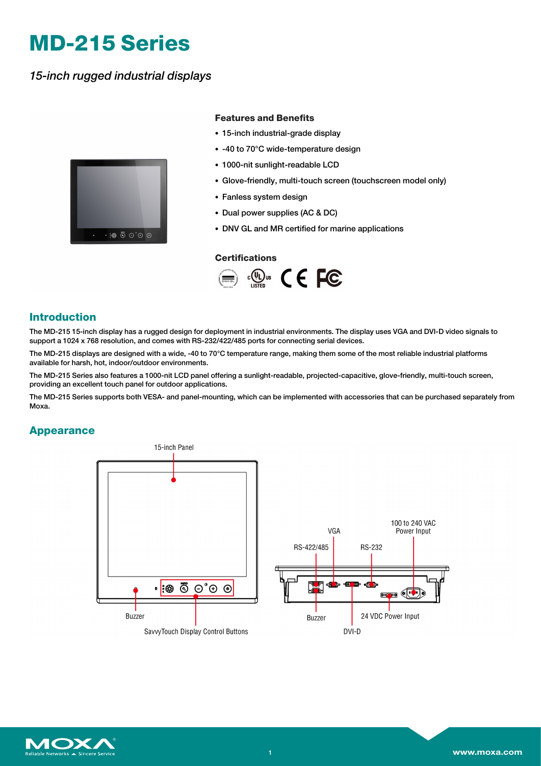# MD-215 Series

*15-inch rugged industrial displays*

### Features and Benefits

- 15-inch industrial-grade display
- -40 to 70°C wide-temperature design
- 1000-nit sunlight-readable LCD
- Glove-friendly, multi-touch screen (touchscreen model only)
- Fanless system design
- Dual power supplies (AC & DC)
- DNV GL and MR certified for marine applications

### Certifications

## Introduction

The MD-215 15-inch display has a rugged design for deployment in industrial environments. The display uses VGA and DVI-D video signals to support a 1024 x 768 resolution, and comes with RS-232/422/485 ports for connecting serial devices.

The MD-215 displays are designed with a wide, -40 to 70°C temperature range, making them some of the most reliable industrial platforms available for harsh, hot, indoor/outdoor environments.

The MD-215 Series also features a 1000-nit LCD panel offering a sunlight-readable, projected-capacitive, glove-friendly, multi-touch screen, providing an excellent touch panel for outdoor applications.

The MD-215 Series supports both VESA- and panel-mounting, which can be implemented with accessories that can be purchased separately from Moxa.

## Appearance

15-inch Panel

Buzzer

SavvyTouch Display Control Buttons

VGA

100 to 240 VAC Power Input

RS-422/485

RS-232

Buzzer

24 VDC Power Input

DVI-D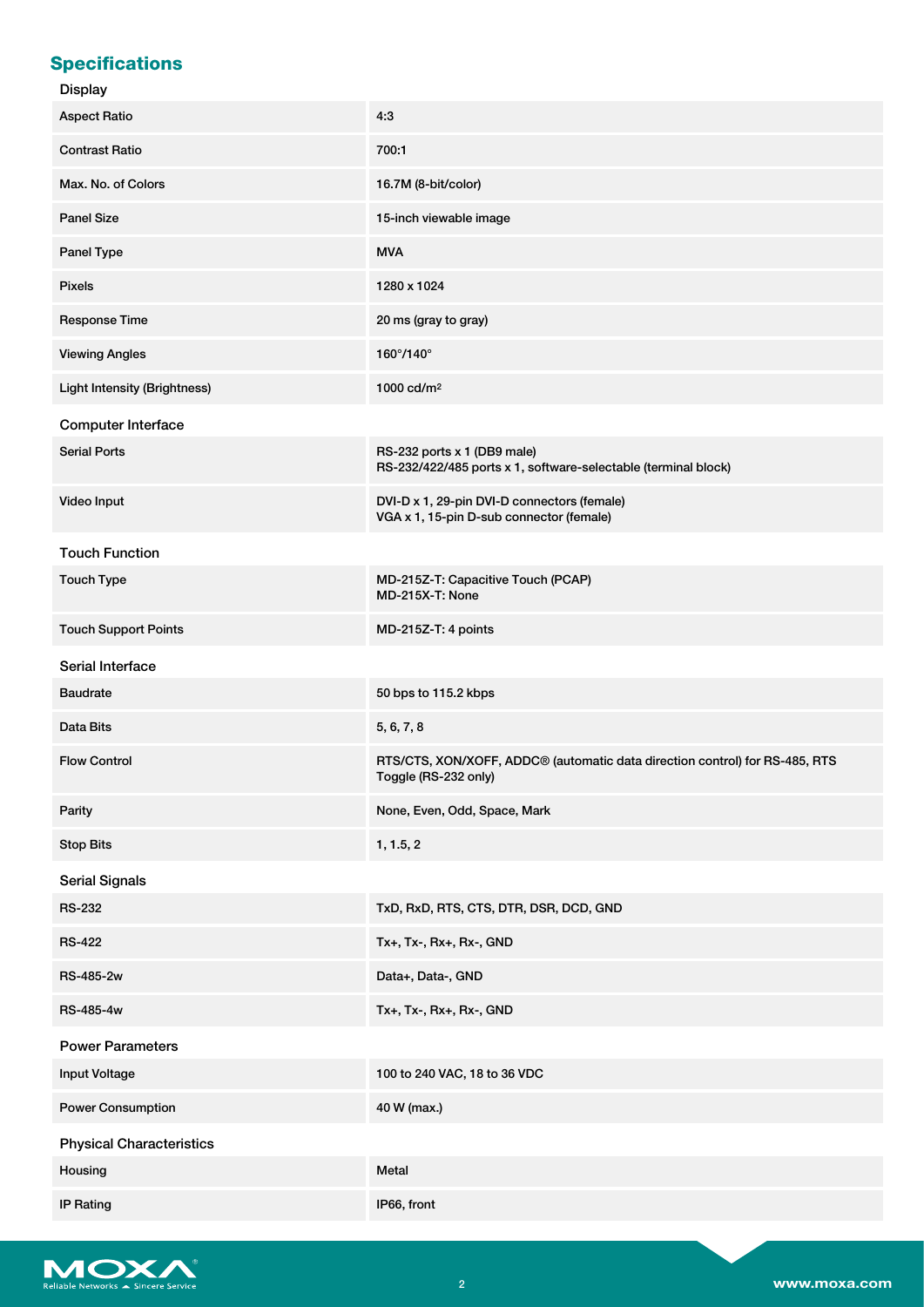## Specifications

### Display

| | |
|---|---|
| Aspect Ratio | 4:3 |
| Contrast Ratio | 700:1 |
| Max. No. of Colors | 16.7M (8-bit/color) |
| Panel Size | 15-inch viewable image |
| Panel Type | MVA |
| Pixels | 1280 x 1024 |
| Response Time | 20 ms (gray to gray) |
| Viewing Angles | 160°/140° |
| Light Intensity (Brightness) | 1000 cd/m$^2$ |

### Computer Interface

| | |
|---|---|
| Serial Ports | RS-232 ports x 1 (DB9 male)<br>RS-232/422/485 ports x 1, software-selectable (terminal block) |
| Video Input | DVI-D x 1, 29-pin DVI-D connectors (female)<br>VGA x 1, 15-pin D-sub connector (female) |

### Touch Function

| | |
|---|---|
| Touch Type | MD-215Z-T: Capacitive Touch (PCAP)<br>MD-215X-T: None |
| Touch Support Points | MD-215Z-T: 4 points |

### Serial Interface

| | |
|---|---|
| Baudrate | 50 bps to 115.2 kbps |
| Data Bits | 5, 6, 7, 8 |
| Flow Control | RTS/CTS, XON/XOFF, ADDC® (automatic data direction control) for RS-485, RTS Toggle (RS-232 only) |
| Parity | None, Even, Odd, Space, Mark |
| Stop Bits | 1, 1.5, 2 |

### Serial Signals

| | |
|---|---|
| RS-232 | TxD, RxD, RTS, CTS, DTR, DSR, DCD, GND |
| RS-422 | Tx+, Tx-, Rx+, Rx-, GND |
| RS-485-2w | Data+, Data-, GND |
| RS-485-4w | Tx+, Tx-, Rx+, Rx-, GND |

### Power Parameters

| | |
|---|---|
| Input Voltage | 100 to 240 VAC, 18 to 36 VDC |
| Power Consumption | 40 W (max.) |

### Physical Characteristics

| | |
|---|---|
| Housing | Metal |
| IP Rating | IP66, front |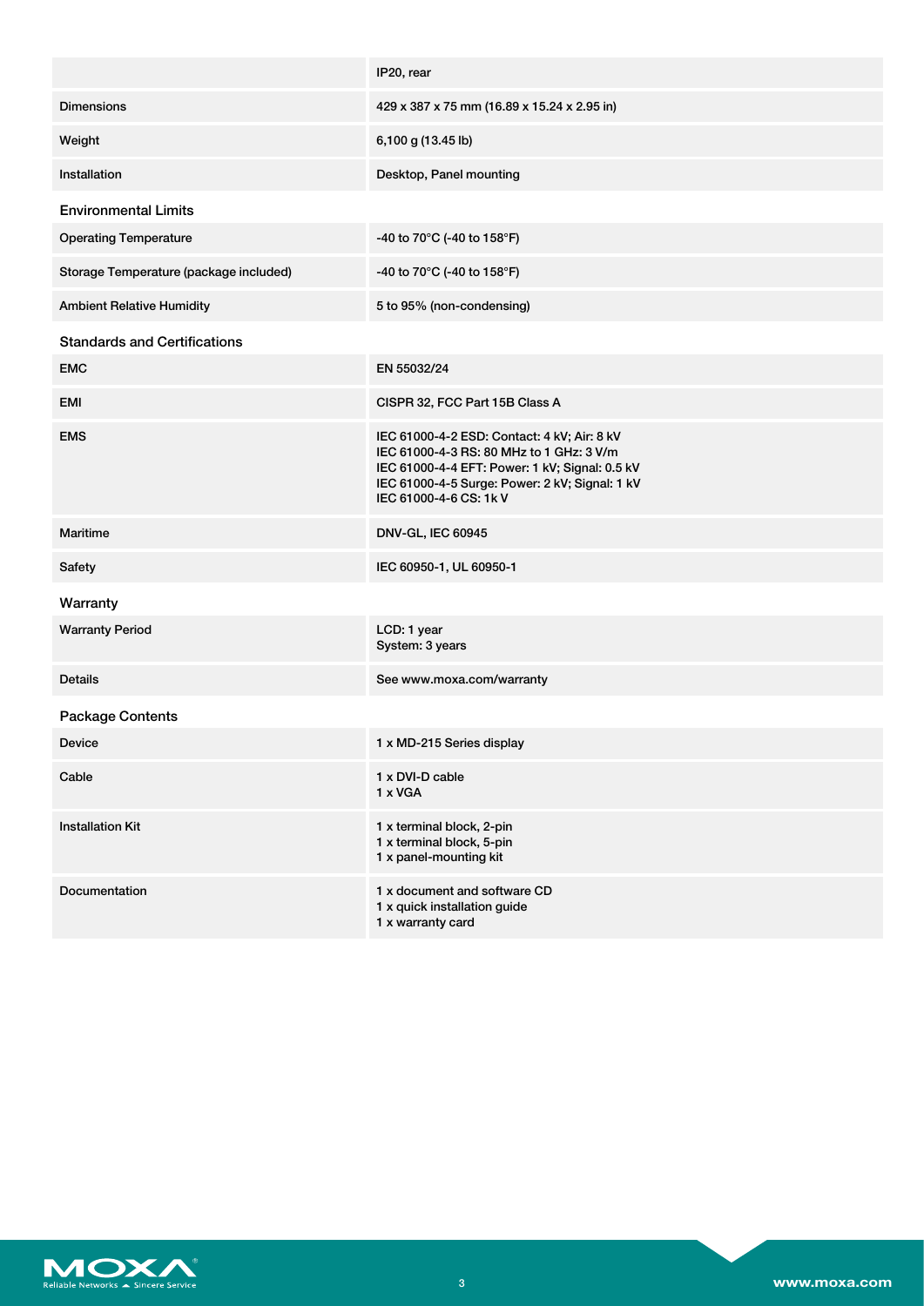| | |
|---|---|
| | IP20, rear |
| Dimensions | 429 x 387 x 75 mm (16.89 x 15.24 x 2.95 in) |
| Weight | 6,100 g (13.45 lb) |
| Installation | Desktop, Panel mounting |

## Environmental Limits

| | |
|---|---|
| Operating Temperature | -40 to 70°C (-40 to 158°F) |
| Storage Temperature (package included) | -40 to 70°C (-40 to 158°F) |
| Ambient Relative Humidity | 5 to 95% (non-condensing) |

## Standards and Certifications

| | |
|---|---|
| EMC | EN 55032/24 |
| EMI | CISPR 32, FCC Part 15B Class A |
| EMS | IEC 61000-4-2 ESD: Contact: 4 kV; Air: 8 kV<br>IEC 61000-4-3 RS: 80 MHz to 1 GHz: 3 V/m<br>IEC 61000-4-4 EFT: Power: 1 kV; Signal: 0.5 kV<br>IEC 61000-4-5 Surge: Power: 2 kV; Signal: 1 kV<br>IEC 61000-4-6 CS: 1k V |
| Maritime | DNV-GL, IEC 60945 |
| Safety | IEC 60950-1, UL 60950-1 |

## Warranty

| | |
|---|---|
| Warranty Period | LCD: 1 year<br>System: 3 years |
| Details | See www.moxa.com/warranty |

## Package Contents

| | |
|---|---|
| Device | 1 x MD-215 Series display |
| Cable | 1 x DVI-D cable<br>1 x VGA |
| Installation Kit | 1 x terminal block, 2-pin<br>1 x terminal block, 5-pin<br>1 x panel-mounting kit |
| Documentation | 1 x document and software CD<br>1 x quick installation guide<br>1 x warranty card |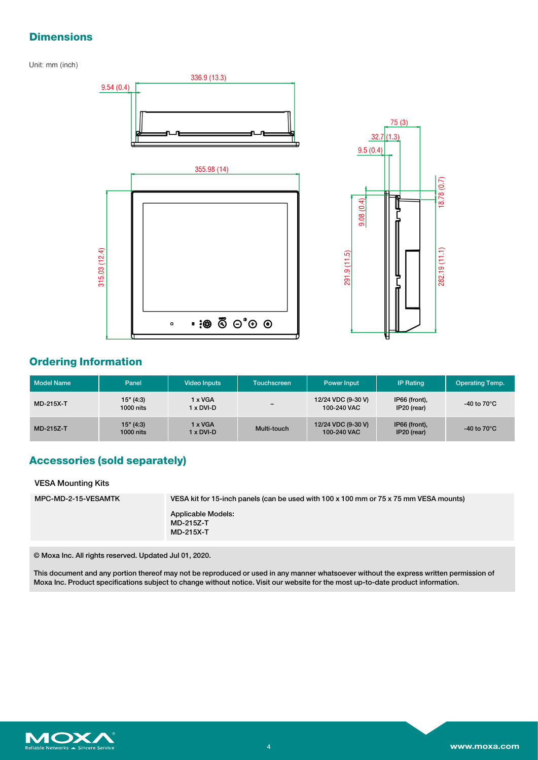## Dimensions

Unit: mm (inch)

336.9 (13.3)
9.54 (0.4)
355.98 (14)
315.03 (12.4)
75 (3)
32.7 (1.3)
9.5 (0.4)
9.08 (0.4)
291.9 (11.5)
18.78 (0.7)
282.19 (11.1)

## Ordering Information

| Model Name | Panel | Video Inputs | Touchscreen | Power Input | IP Rating | Operating Temp. |
|---|---|---|---|---|---|---|
| MD-215X-T | 15" (4:3)<br>1000 nits | 1 x VGA<br>1 x DVI-D | – | 12/24 VDC (9-30 V)<br>100-240 VAC | IP66 (front),<br>IP20 (rear) | -40 to 70°C |
| MD-215Z-T | 15" (4:3)<br>1000 nits | 1 x VGA<br>1 x DVI-D | Multi-touch | 12/24 VDC (9-30 V)<br>100-240 VAC | IP66 (front),<br>IP20 (rear) | -40 to 70°C |

## Accessories (sold separately)

### VESA Mounting Kits

| | |
|---|---|
| MPC-MD-2-15-VESAMTK | VESA kit for 15-inch panels (can be used with 100 x 100 mm or 75 x 75 mm VESA mounts)<br><br>Applicable Models:<br>MD-215Z-T<br>MD-215X-T |

© Moxa Inc. All rights reserved. Updated Jul 01, 2020.

This document and any portion thereof may not be reproduced or used in any manner whatsoever without the express written permission of Moxa Inc. Product specifications subject to change without notice. Visit our website for the most up-to-date product information.